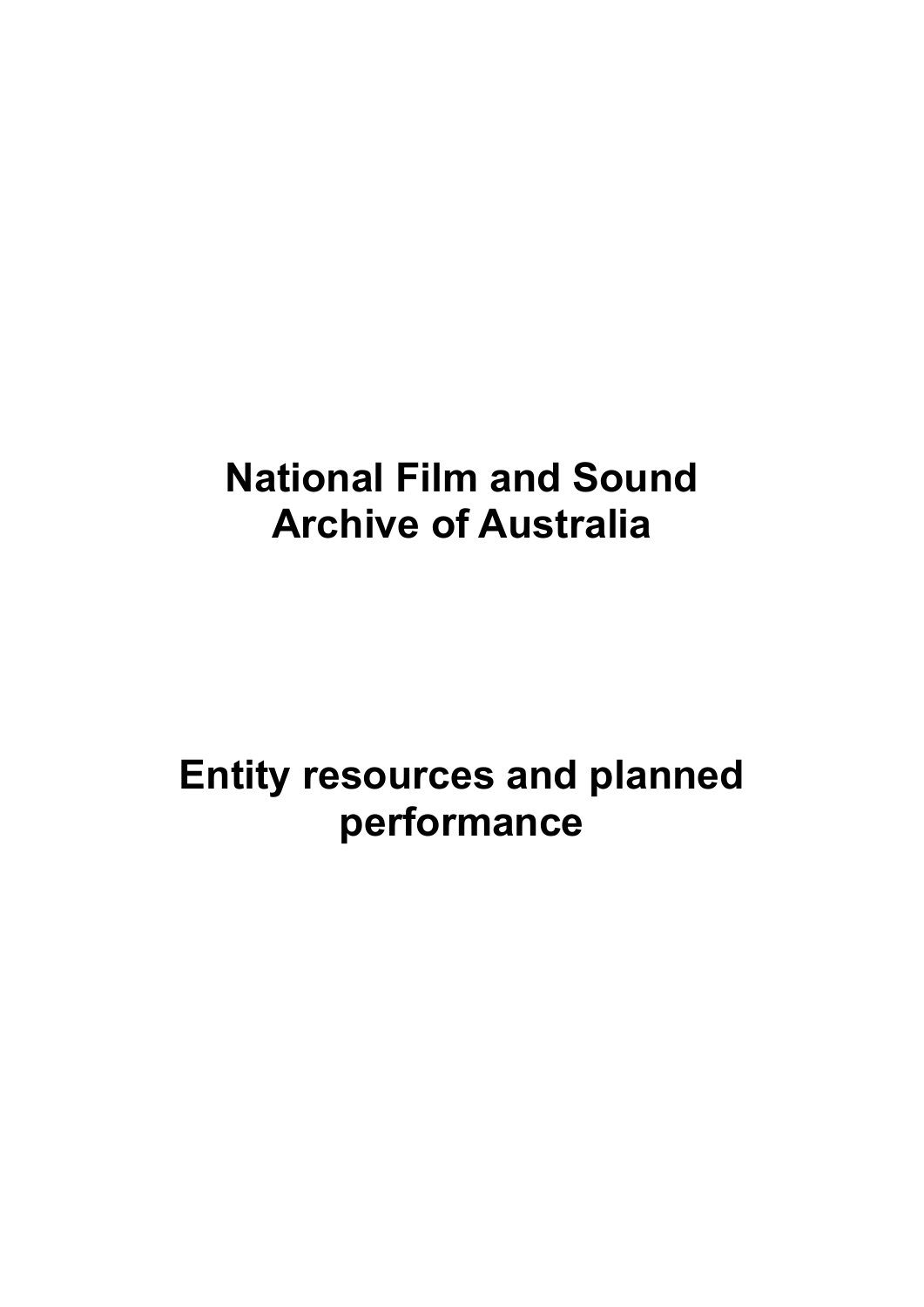# National Film and Sound Archive of Australia

# Entity resources and planned performance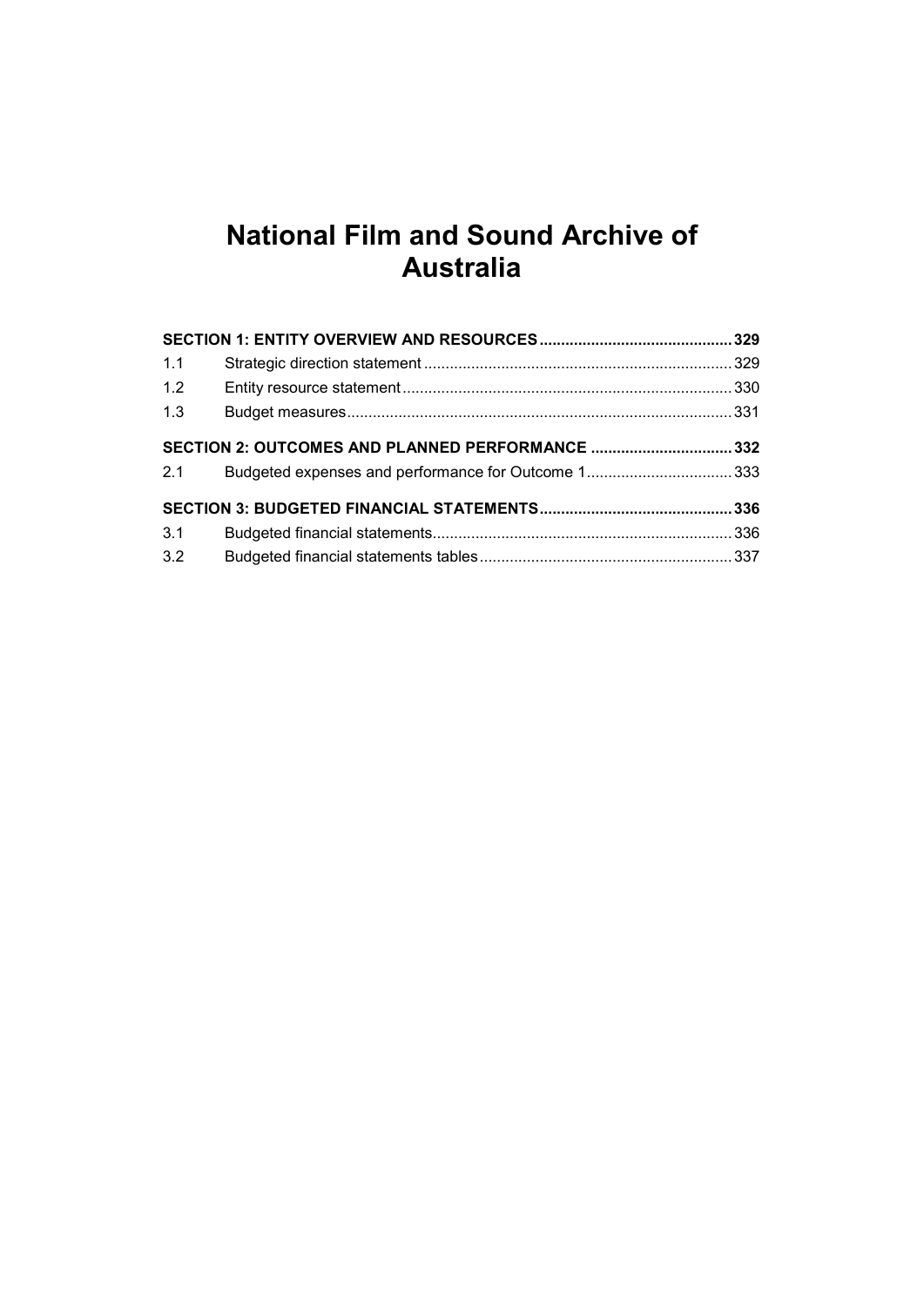# National Film and Sound Archive of Australia

| | | |
|---|---|---|
| **SECTION 1: ENTITY OVERVIEW AND RESOURCES** | | **329** |
| 1.1 | Strategic direction statement | 329 |
| 1.2 | Entity resource statement | 330 |
| 1.3 | Budget measures | 331 |
| **SECTION 2: OUTCOMES AND PLANNED PERFORMANCE** | | **332** |
| 2.1 | Budgeted expenses and performance for Outcome 1 | 333 |
| **SECTION 3: BUDGETED FINANCIAL STATEMENTS** | | **336** |
| 3.1 | Budgeted financial statements | 336 |
| 3.2 | Budgeted financial statements tables | 337 |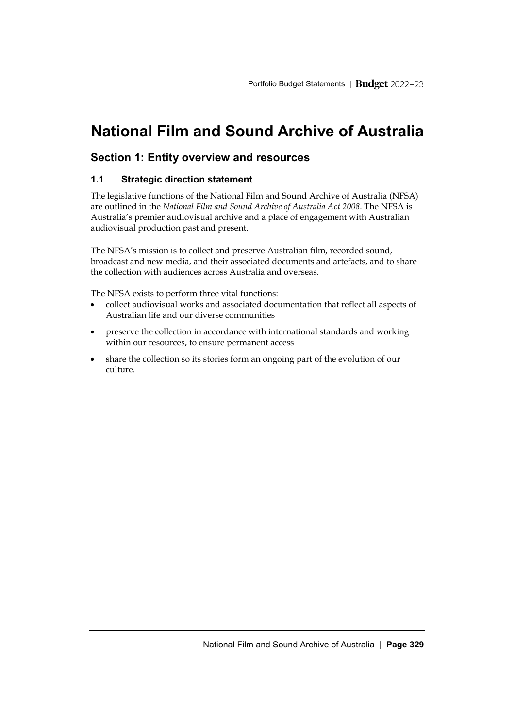# National Film and Sound Archive of Australia

## Section 1: Entity overview and resources

### 1.1 Strategic direction statement

The legislative functions of the National Film and Sound Archive of Australia (NFSA) are outlined in the *National Film and Sound Archive of Australia Act 2008*. The NFSA is Australia's premier audiovisual archive and a place of engagement with Australian audiovisual production past and present.

The NFSA's mission is to collect and preserve Australian film, recorded sound, broadcast and new media, and their associated documents and artefacts, and to share the collection with audiences across Australia and overseas.

The NFSA exists to perform three vital functions:

- collect audiovisual works and associated documentation that reflect all aspects of Australian life and our diverse communities
- preserve the collection in accordance with international standards and working within our resources, to ensure permanent access
- share the collection so its stories form an ongoing part of the evolution of our culture.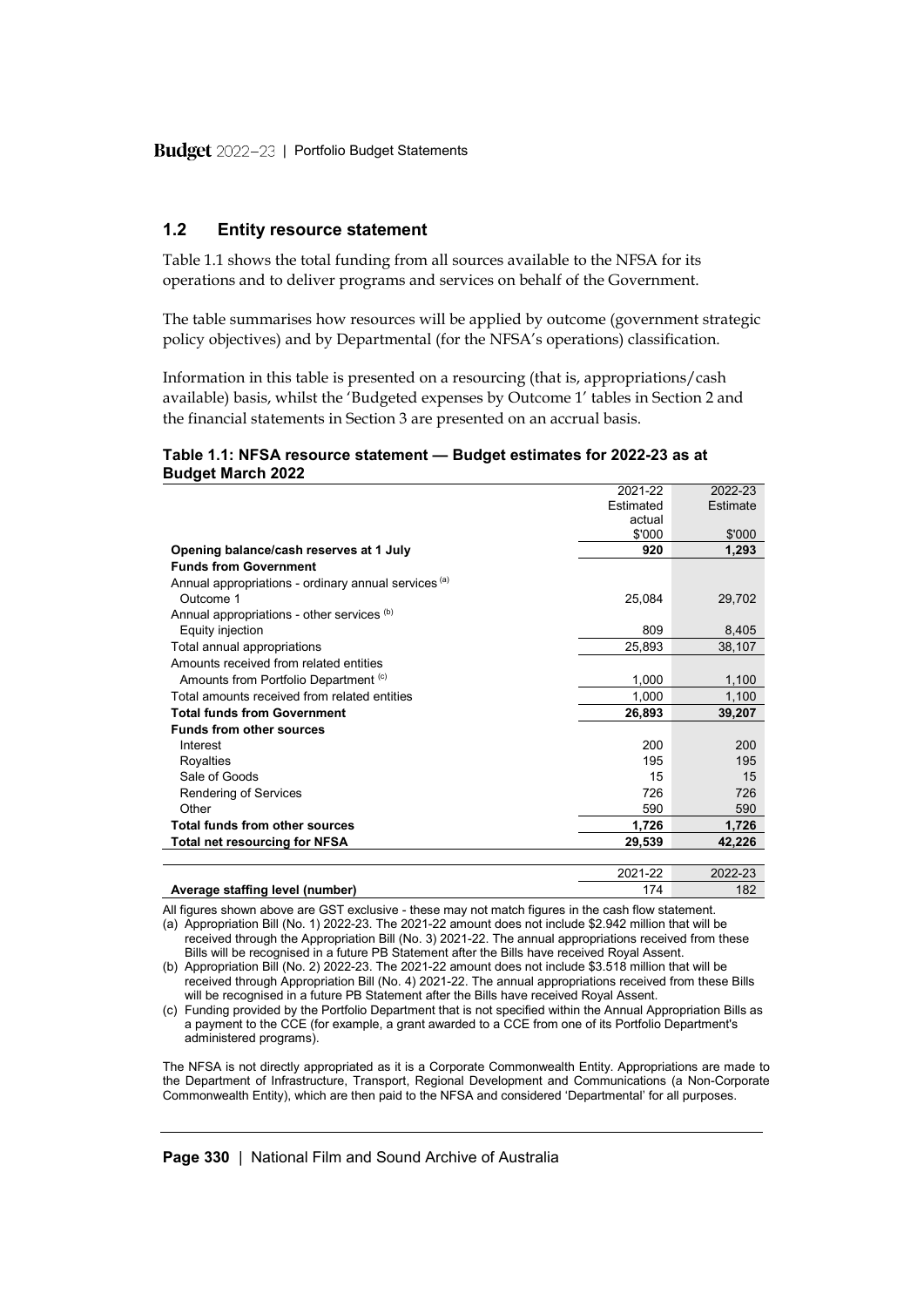## 1.2 Entity resource statement

Table 1.1 shows the total funding from all sources available to the NFSA for its operations and to deliver programs and services on behalf of the Government.

The table summarises how resources will be applied by outcome (government strategic policy objectives) and by Departmental (for the NFSA's operations) classification.

Information in this table is presented on a resourcing (that is, appropriations/cash available) basis, whilst the 'Budgeted expenses by Outcome 1' tables in Section 2 and the financial statements in Section 3 are presented on an accrual basis.

**Table 1.1: NFSA resource statement — Budget estimates for 2022-23 as at Budget March 2022**

| | 2021-22 Estimated actual $'000 | 2022-23 Estimate $'000 |
|---|---|---|
| **Opening balance/cash reserves at 1 July** | **920** | **1,293** |
| **Funds from Government** | | |
| Annual appropriations - ordinary annual services [(a)] | | |
| Outcome 1 | 25,084 | 29,702 |
| Annual appropriations - other services [(b)] | | |
| Equity injection | 809 | 8,405 |
| Total annual appropriations | 25,893 | 38,107 |
| Amounts received from related entities | | |
| Amounts from Portfolio Department [(c)] | 1,000 | 1,100 |
| Total amounts received from related entities | 1,000 | 1,100 |
| **Total funds from Government** | **26,893** | **39,207** |
| **Funds from other sources** | | |
| Interest | 200 | 200 |
| Royalties | 195 | 195 |
| Sale of Goods | 15 | 15 |
| Rendering of Services | 726 | 726 |
| Other | 590 | 590 |
| **Total funds from other sources** | **1,726** | **1,726** |
| **Total net resourcing for NFSA** | **29,539** | **42,226** |

| | 2021-22 | 2022-23 |
|---|---|---|
| **Average staffing level (number)** | 174 | 182 |

All figures shown above are GST exclusive - these may not match figures in the cash flow statement.

(a) Appropriation Bill (No. 1) 2022-23. The 2021-22 amount does not include $2.942 million that will be received through the Appropriation Bill (No. 3) 2021-22. The annual appropriations received from these Bills will be recognised in a future PB Statement after the Bills have received Royal Assent.

(b) Appropriation Bill (No. 2) 2022-23. The 2021-22 amount does not include $3.518 million that will be received through Appropriation Bill (No. 4) 2021-22. The annual appropriations received from these Bills will be recognised in a future PB Statement after the Bills have received Royal Assent.

(c) Funding provided by the Portfolio Department that is not specified within the Annual Appropriation Bills as a payment to the CCE (for example, a grant awarded to a CCE from one of its Portfolio Department's administered programs).

The NFSA is not directly appropriated as it is a Corporate Commonwealth Entity. Appropriations are made to the Department of Infrastructure, Transport, Regional Development and Communications (a Non-Corporate Commonwealth Entity), which are then paid to the NFSA and considered 'Departmental' for all purposes.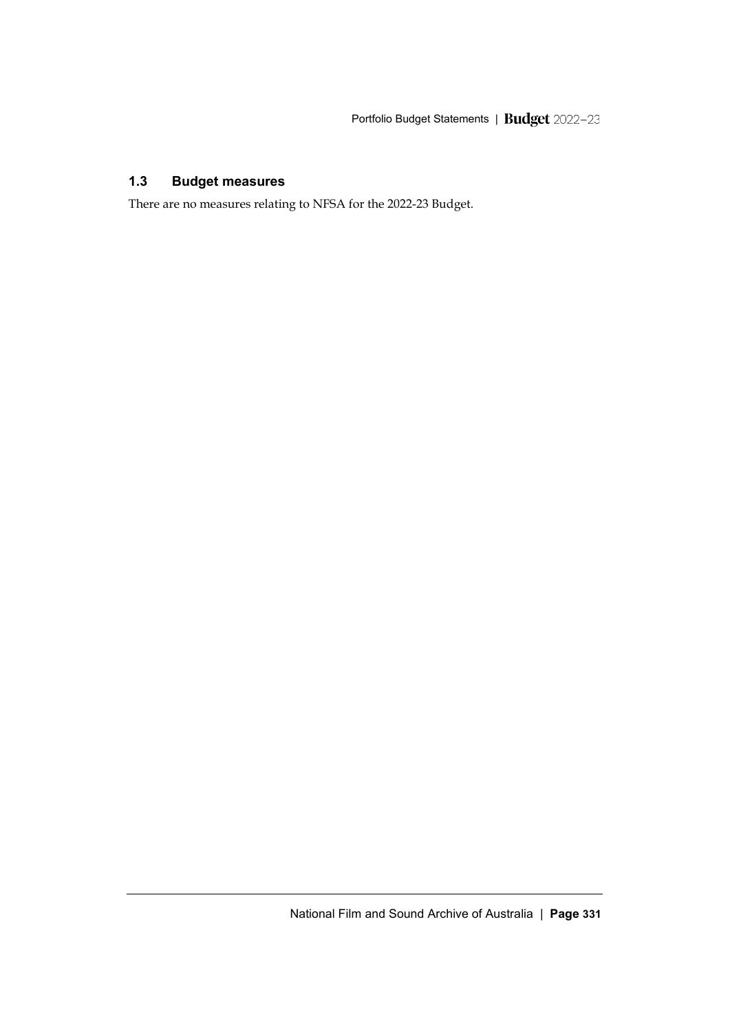## 1.3 Budget measures

There are no measures relating to NFSA for the 2022-23 Budget.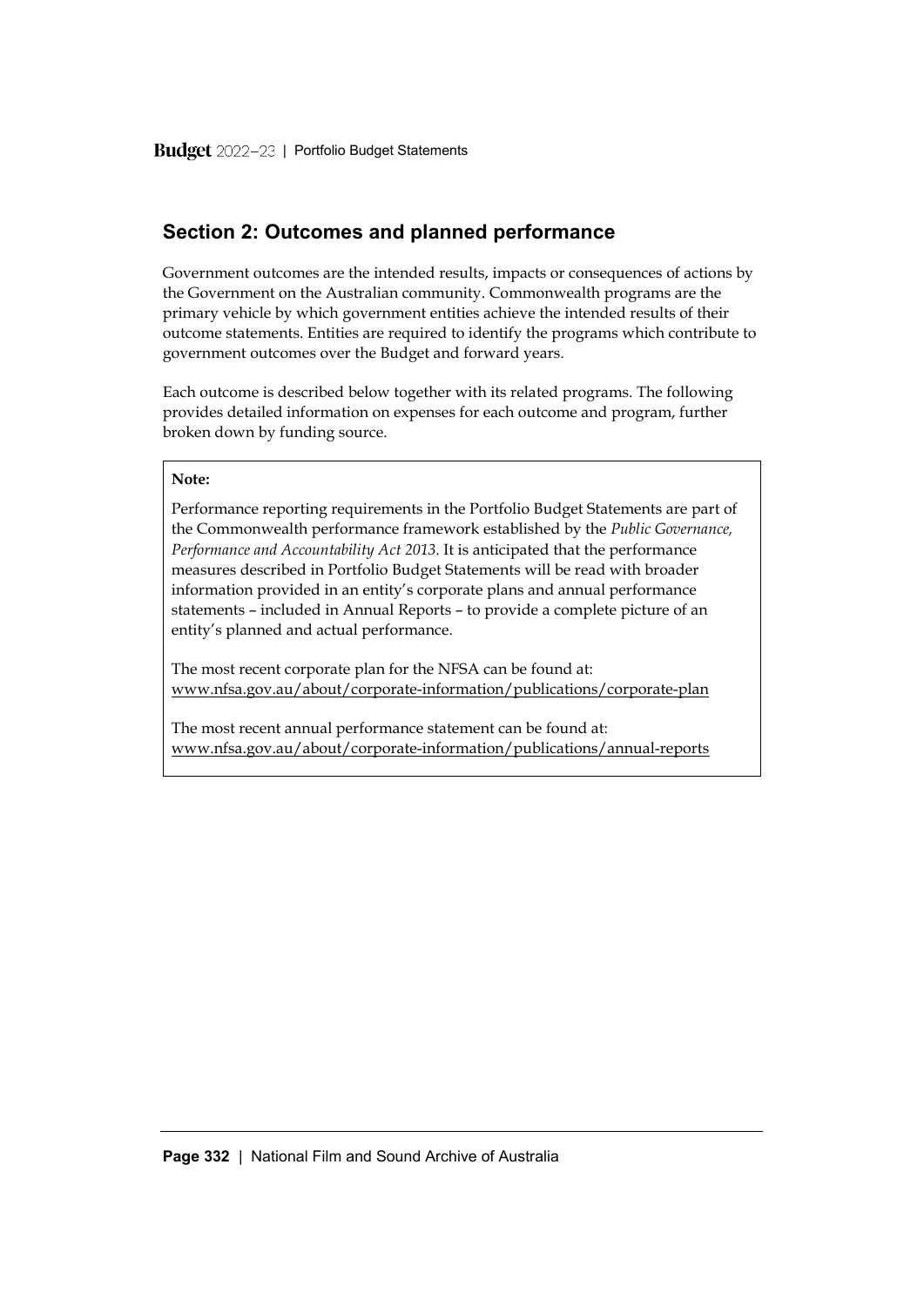## Section 2: Outcomes and planned performance

Government outcomes are the intended results, impacts or consequences of actions by the Government on the Australian community. Commonwealth programs are the primary vehicle by which government entities achieve the intended results of their outcome statements. Entities are required to identify the programs which contribute to government outcomes over the Budget and forward years.

Each outcome is described below together with its related programs. The following provides detailed information on expenses for each outcome and program, further broken down by funding source.

**Note:**

Performance reporting requirements in the Portfolio Budget Statements are part of the Commonwealth performance framework established by the *Public Governance, Performance and Accountability Act 2013*. It is anticipated that the performance measures described in Portfolio Budget Statements will be read with broader information provided in an entity's corporate plans and annual performance statements – included in Annual Reports – to provide a complete picture of an entity's planned and actual performance.

The most recent corporate plan for the NFSA can be found at: www.nfsa.gov.au/about/corporate-information/publications/corporate-plan

The most recent annual performance statement can be found at: www.nfsa.gov.au/about/corporate-information/publications/annual-reports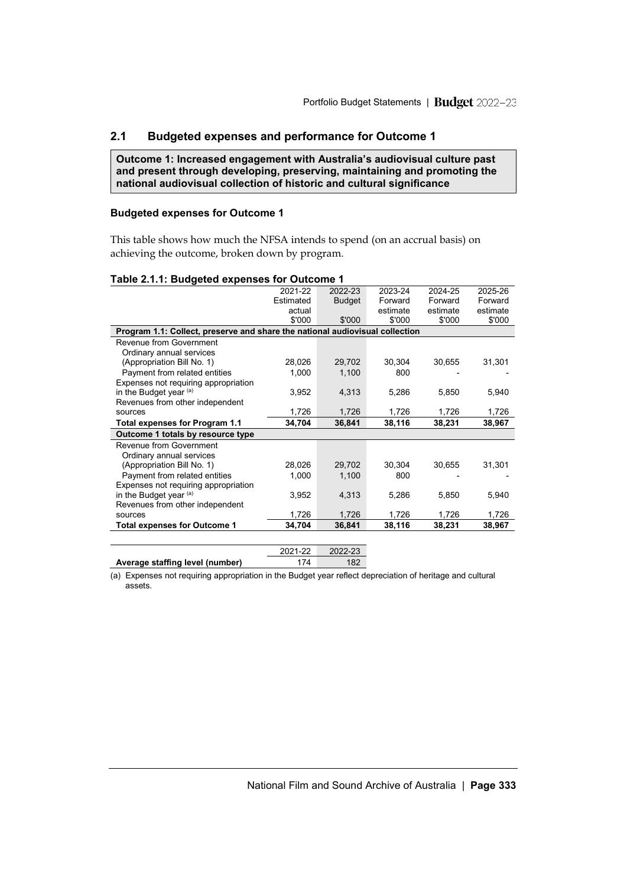## 2.1 Budgeted expenses and performance for Outcome 1

**Outcome 1: Increased engagement with Australia's audiovisual culture past and present through developing, preserving, maintaining and promoting the national audiovisual collection of historic and cultural significance**

### Budgeted expenses for Outcome 1

This table shows how much the NFSA intends to spend (on an accrual basis) on achieving the outcome, broken down by program.

**Table 2.1.1: Budgeted expenses for Outcome 1**

| | 2021-22 Estimated actual $'000 | 2022-23 Budget $'000 | 2023-24 Forward estimate $'000 | 2024-25 Forward estimate $'000 | 2025-26 Forward estimate $'000 |
|---|---|---|---|---|---|
| **Program 1.1: Collect, preserve and share the national audiovisual collection** | | | | | |
| Revenue from Government | | | | | |
| Ordinary annual services (Appropriation Bill No. 1) | 28,026 | 29,702 | 30,304 | 30,655 | 31,301 |
| Payment from related entities | 1,000 | 1,100 | 800 | - | - |
| Expenses not requiring appropriation in the Budget year (a) | 3,952 | 4,313 | 5,286 | 5,850 | 5,940 |
| Revenues from other independent sources | 1,726 | 1,726 | 1,726 | 1,726 | 1,726 |
| **Total expenses for Program 1.1** | **34,704** | **36,841** | **38,116** | **38,231** | **38,967** |
| **Outcome 1 totals by resource type** | | | | | |
| Revenue from Government | | | | | |
| Ordinary annual services (Appropriation Bill No. 1) | 28,026 | 29,702 | 30,304 | 30,655 | 31,301 |
| Payment from related entities | 1,000 | 1,100 | 800 | - | - |
| Expenses not requiring appropriation in the Budget year (a) | 3,952 | 4,313 | 5,286 | 5,850 | 5,940 |
| Revenues from other independent sources | 1,726 | 1,726 | 1,726 | 1,726 | 1,726 |
| **Total expenses for Outcome 1** | **34,704** | **36,841** | **38,116** | **38,231** | **38,967** |

| | 2021-22 | 2022-23 |
|---|---|---|
| **Average staffing level (number)** | 174 | 182 |

(a) Expenses not requiring appropriation in the Budget year reflect depreciation of heritage and cultural assets.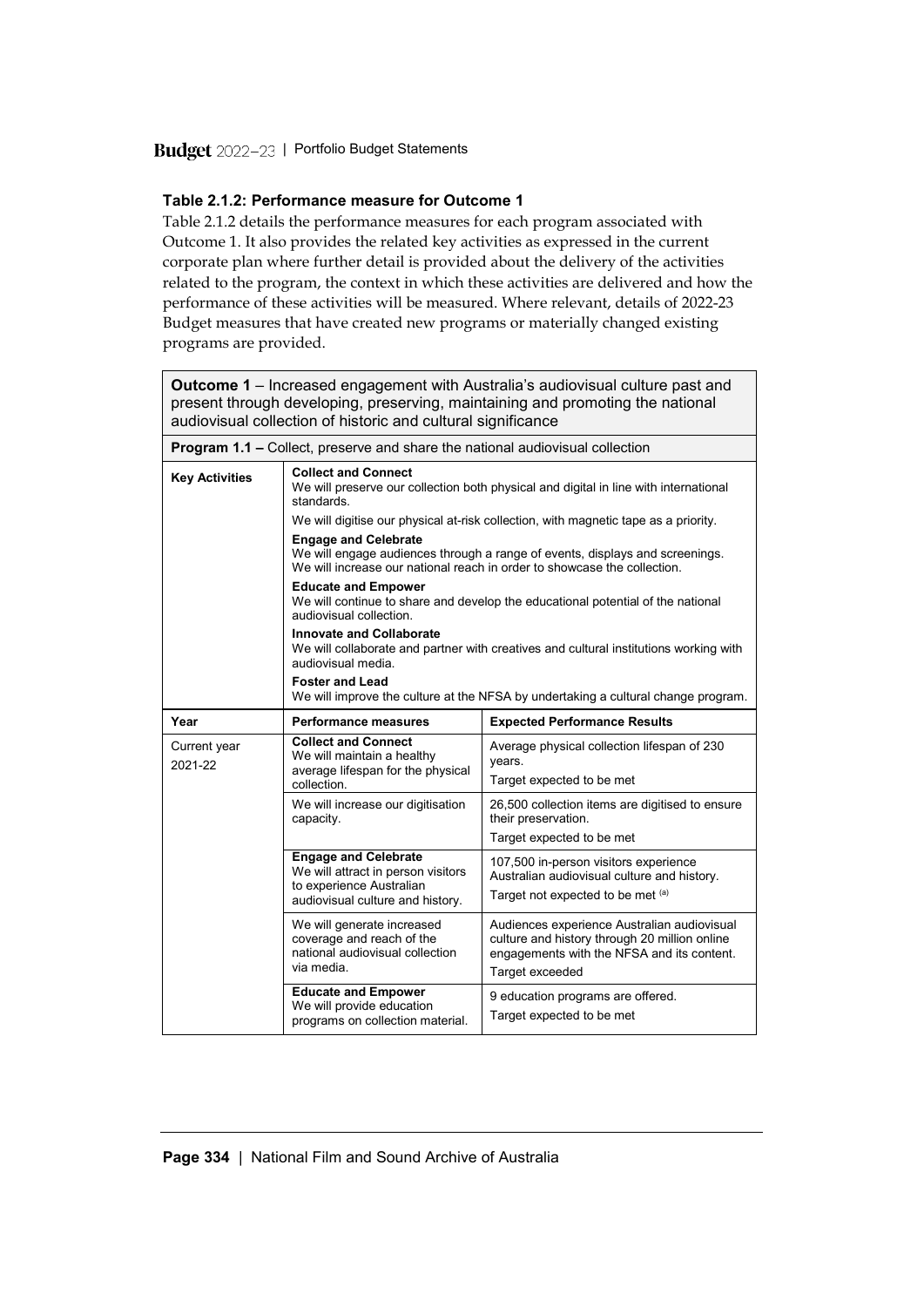### Table 2.1.2: Performance measure for Outcome 1

Table 2.1.2 details the performance measures for each program associated with Outcome 1. It also provides the related key activities as expressed in the current corporate plan where further detail is provided about the delivery of the activities related to the program, the context in which these activities are delivered and how the performance of these activities will be measured. Where relevant, details of 2022-23 Budget measures that have created new programs or materially changed existing programs are provided.

**Outcome 1** – Increased engagement with Australia's audiovisual culture past and present through developing, preserving, maintaining and promoting the national audiovisual collection of historic and cultural significance

**Program 1.1 –** Collect, preserve and share the national audiovisual collection

| | | |
|---|---|---|
| **Key Activities** | **Collect and Connect**<br>We will preserve our collection both physical and digital in line with international standards.<br>We will digitise our physical at-risk collection, with magnetic tape as a priority.<br>**Engage and Celebrate**<br>We will engage audiences through a range of events, displays and screenings. We will increase our national reach in order to showcase the collection.<br>**Educate and Empower**<br>We will continue to share and develop the educational potential of the national audiovisual collection.<br>**Innovate and Collaborate**<br>We will collaborate and partner with creatives and cultural institutions working with audiovisual media.<br>**Foster and Lead**<br>We will improve the culture at the NFSA by undertaking a cultural change program. | |
| **Year** | **Performance measures** | **Expected Performance Results** |
| Current year 2021-22 | **Collect and Connect**<br>We will maintain a healthy average lifespan for the physical collection. | Average physical collection lifespan of 230 years.<br>Target expected to be met |
| | We will increase our digitisation capacity. | 26,500 collection items are digitised to ensure their preservation.<br>Target expected to be met |
| | **Engage and Celebrate**<br>We will attract in person visitors to experience Australian audiovisual culture and history. | 107,500 in-person visitors experience Australian audiovisual culture and history.<br>Target not expected to be met [(a)] |
| | We will generate increased coverage and reach of the national audiovisual collection via media. | Audiences experience Australian audiovisual culture and history through 20 million online engagements with the NFSA and its content.<br>Target exceeded |
| | **Educate and Empower**<br>We will provide education programs on collection material. | 9 education programs are offered.<br>Target expected to be met |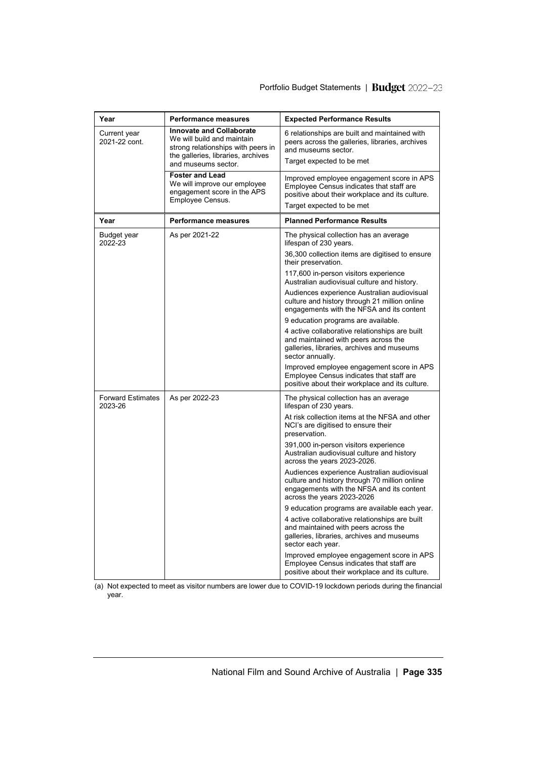| Year | Performance measures | Expected Performance Results |
| --- | --- | --- |
| Current year 2021-22 cont. | **Innovate and Collaborate** We will build and maintain strong relationships with peers in the galleries, libraries, archives and museums sector. | 6 relationships are built and maintained with peers across the galleries, libraries, archives and museums sector.<br>Target expected to be met |
| | **Foster and Lead** We will improve our employee engagement score in the APS Employee Census. | Improved employee engagement score in APS Employee Census indicates that staff are positive about their workplace and its culture.<br>Target expected to be met |
| **Year** | **Performance measures** | **Planned Performance Results** |
| Budget year 2022-23 | As per 2021-22 | The physical collection has an average lifespan of 230 years.<br>36,300 collection items are digitised to ensure their preservation.<br>117,600 in-person visitors experience Australian audiovisual culture and history.<br>Audiences experience Australian audiovisual culture and history through 21 million online engagements with the NFSA and its content<br>9 education programs are available.<br>4 active collaborative relationships are built and maintained with peers across the galleries, libraries, archives and museums sector annually.<br>Improved employee engagement score in APS Employee Census indicates that staff are positive about their workplace and its culture. |
| Forward Estimates 2023-26 | As per 2022-23 | The physical collection has an average lifespan of 230 years.<br>At risk collection items at the NFSA and other NCI's are digitised to ensure their preservation.<br>391,000 in-person visitors experience Australian audiovisual culture and history across the years 2023-2026.<br>Audiences experience Australian audiovisual culture and history through 70 million online engagements with the NFSA and its content across the years 2023-2026<br>9 education programs are available each year.<br>4 active collaborative relationships are built and maintained with peers across the galleries, libraries, archives and museums sector each year.<br>Improved employee engagement score in APS Employee Census indicates that staff are positive about their workplace and its culture. |

(a) Not expected to meet as visitor numbers are lower due to COVID-19 lockdown periods during the financial year.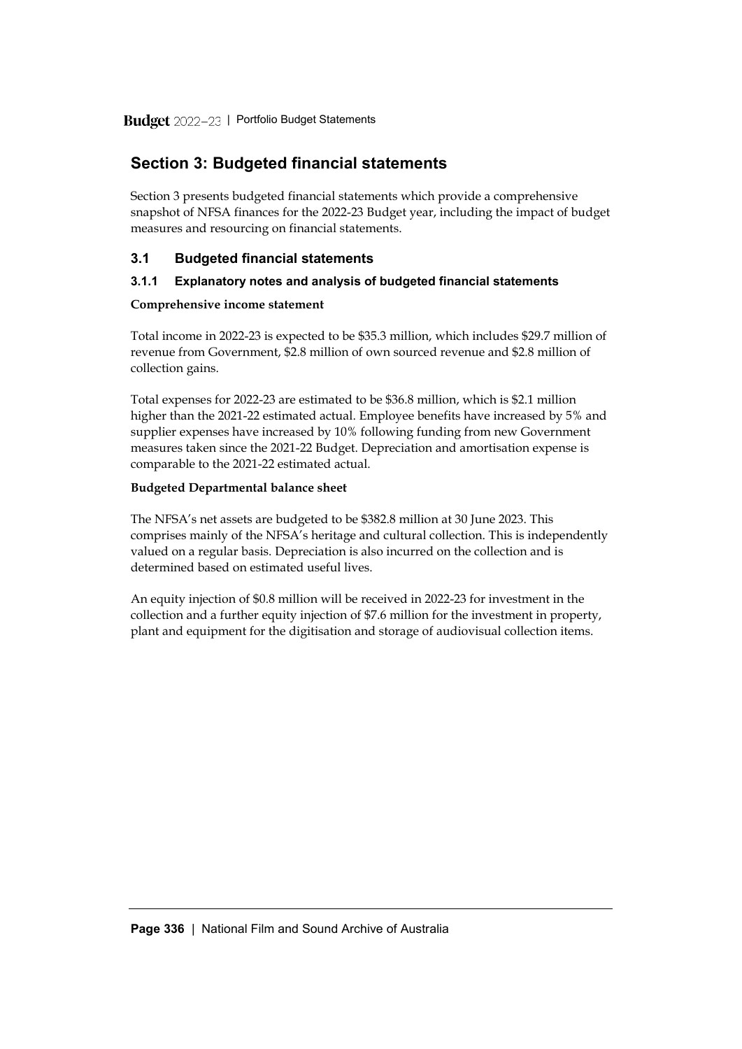# Section 3: Budgeted financial statements

Section 3 presents budgeted financial statements which provide a comprehensive snapshot of NFSA finances for the 2022-23 Budget year, including the impact of budget measures and resourcing on financial statements.

## 3.1 Budgeted financial statements

### 3.1.1 Explanatory notes and analysis of budgeted financial statements

**Comprehensive income statement**

Total income in 2022-23 is expected to be $35.3 million, which includes $29.7 million of revenue from Government, $2.8 million of own sourced revenue and $2.8 million of collection gains.

Total expenses for 2022-23 are estimated to be $36.8 million, which is $2.1 million higher than the 2021-22 estimated actual. Employee benefits have increased by 5% and supplier expenses have increased by 10% following funding from new Government measures taken since the 2021-22 Budget. Depreciation and amortisation expense is comparable to the 2021-22 estimated actual.

**Budgeted Departmental balance sheet**

The NFSA's net assets are budgeted to be $382.8 million at 30 June 2023. This comprises mainly of the NFSA's heritage and cultural collection. This is independently valued on a regular basis. Depreciation is also incurred on the collection and is determined based on estimated useful lives.

An equity injection of $0.8 million will be received in 2022-23 for investment in the collection and a further equity injection of $7.6 million for the investment in property, plant and equipment for the digitisation and storage of audiovisual collection items.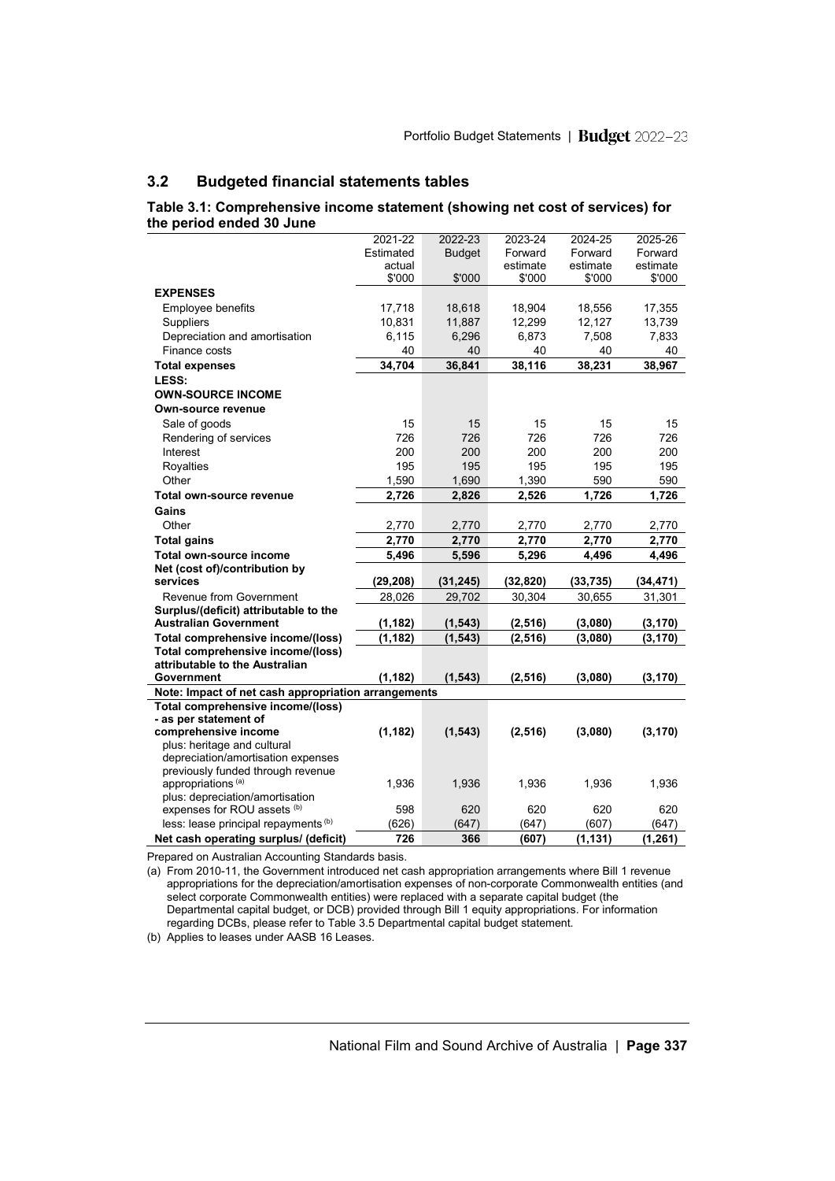## 3.2 Budgeted financial statements tables

**Table 3.1: Comprehensive income statement (showing net cost of services) for the period ended 30 June**

| | 2021-22 Estimated actual $'000 | 2022-23 Budget $'000 | 2023-24 Forward estimate $'000 | 2024-25 Forward estimate $'000 | 2025-26 Forward estimate $'000 |
|---|---|---|---|---|---|
| **EXPENSES** | | | | | |
| Employee benefits | 17,718 | 18,618 | 18,904 | 18,556 | 17,355 |
| Suppliers | 10,831 | 11,887 | 12,299 | 12,127 | 13,739 |
| Depreciation and amortisation | 6,115 | 6,296 | 6,873 | 7,508 | 7,833 |
| Finance costs | 40 | 40 | 40 | 40 | 40 |
| **Total expenses** | **34,704** | **36,841** | **38,116** | **38,231** | **38,967** |
| **LESS:** | | | | | |
| **OWN-SOURCE INCOME** | | | | | |
| **Own-source revenue** | | | | | |
| Sale of goods | 15 | 15 | 15 | 15 | 15 |
| Rendering of services | 726 | 726 | 726 | 726 | 726 |
| Interest | 200 | 200 | 200 | 200 | 200 |
| Royalties | 195 | 195 | 195 | 195 | 195 |
| Other | 1,590 | 1,690 | 1,390 | 590 | 590 |
| **Total own-source revenue** | **2,726** | **2,826** | **2,526** | **1,726** | **1,726** |
| **Gains** | | | | | |
| Other | 2,770 | 2,770 | 2,770 | 2,770 | 2,770 |
| **Total gains** | **2,770** | **2,770** | **2,770** | **2,770** | **2,770** |
| **Total own-source income** | **5,496** | **5,596** | **5,296** | **4,496** | **4,496** |
| **Net (cost of)/contribution by services** | **(29,208)** | **(31,245)** | **(32,820)** | **(33,735)** | **(34,471)** |
| Revenue from Government | 28,026 | 29,702 | 30,304 | 30,655 | 31,301 |
| **Surplus/(deficit) attributable to the Australian Government** | **(1,182)** | **(1,543)** | **(2,516)** | **(3,080)** | **(3,170)** |
| **Total comprehensive income/(loss)** | **(1,182)** | **(1,543)** | **(2,516)** | **(3,080)** | **(3,170)** |
| **Total comprehensive income/(loss) attributable to the Australian Government** | **(1,182)** | **(1,543)** | **(2,516)** | **(3,080)** | **(3,170)** |
| **Note: Impact of net cash appropriation arrangements** | | | | | |
| **Total comprehensive income/(loss) - as per statement of comprehensive income** | **(1,182)** | **(1,543)** | **(2,516)** | **(3,080)** | **(3,170)** |
| plus: heritage and cultural depreciation/amortisation expenses previously funded through revenue appropriations [(a)] | 1,936 | 1,936 | 1,936 | 1,936 | 1,936 |
| plus: depreciation/amortisation expenses for ROU assets [(b)] | 598 | 620 | 620 | 620 | 620 |
| less: lease principal repayments [(b)] | (626) | (647) | (647) | (607) | (647) |
| **Net cash operating surplus/ (deficit)** | **726** | **366** | **(607)** | **(1,131)** | **(1,261)** |

Prepared on Australian Accounting Standards basis.

(a) From 2010-11, the Government introduced net cash appropriation arrangements where Bill 1 revenue appropriations for the depreciation/amortisation expenses of non-corporate Commonwealth entities (and select corporate Commonwealth entities) were replaced with a separate capital budget (the Departmental capital budget, or DCB) provided through Bill 1 equity appropriations. For information regarding DCBs, please refer to Table 3.5 Departmental capital budget statement.

(b) Applies to leases under AASB 16 Leases.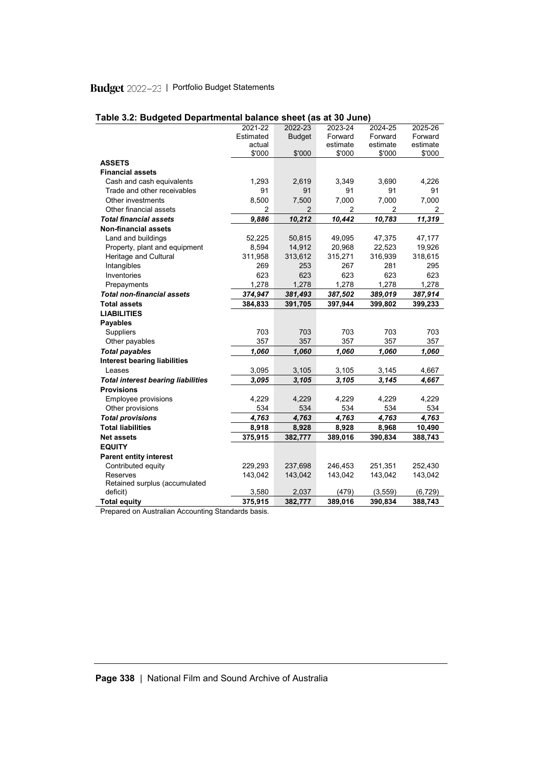## Table 3.2: Budgeted Departmental balance sheet (as at 30 June)

| | 2021-22 Estimated actual $'000 | 2022-23 Budget $'000 | 2023-24 Forward estimate $'000 | 2024-25 Forward estimate $'000 | 2025-26 Forward estimate $'000 |
|---|---|---|---|---|---|
| **ASSETS** | | | | | |
| **Financial assets** | | | | | |
| Cash and cash equivalents | 1,293 | 2,619 | 3,349 | 3,690 | 4,226 |
| Trade and other receivables | 91 | 91 | 91 | 91 | 91 |
| Other investments | 8,500 | 7,500 | 7,000 | 7,000 | 7,000 |
| Other financial assets | 2 | 2 | 2 | 2 | 2 |
| ***Total financial assets*** | ***9,886*** | ***10,212*** | ***10,442*** | ***10,783*** | ***11,319*** |
| **Non-financial assets** | | | | | |
| Land and buildings | 52,225 | 50,815 | 49,095 | 47,375 | 47,177 |
| Property, plant and equipment | 8,594 | 14,912 | 20,968 | 22,523 | 19,926 |
| Heritage and Cultural | 311,958 | 313,612 | 315,271 | 316,939 | 318,615 |
| Intangibles | 269 | 253 | 267 | 281 | 295 |
| Inventories | 623 | 623 | 623 | 623 | 623 |
| Prepayments | 1,278 | 1,278 | 1,278 | 1,278 | 1,278 |
| ***Total non-financial assets*** | ***374,947*** | ***381,493*** | ***387,502*** | ***389,019*** | ***387,914*** |
| **Total assets** | **384,833** | **391,705** | **397,944** | **399,802** | **399,233** |
| **LIABILITIES** | | | | | |
| **Payables** | | | | | |
| Suppliers | 703 | 703 | 703 | 703 | 703 |
| Other payables | 357 | 357 | 357 | 357 | 357 |
| ***Total payables*** | ***1,060*** | ***1,060*** | ***1,060*** | ***1,060*** | ***1,060*** |
| **Interest bearing liabilities** | | | | | |
| Leases | 3,095 | 3,105 | 3,105 | 3,145 | 4,667 |
| ***Total interest bearing liabilities*** | ***3,095*** | ***3,105*** | ***3,105*** | ***3,145*** | ***4,667*** |
| **Provisions** | | | | | |
| Employee provisions | 4,229 | 4,229 | 4,229 | 4,229 | 4,229 |
| Other provisions | 534 | 534 | 534 | 534 | 534 |
| ***Total provisions*** | ***4,763*** | ***4,763*** | ***4,763*** | ***4,763*** | ***4,763*** |
| **Total liabilities** | **8,918** | **8,928** | **8,928** | **8,968** | **10,490** |
| **Net assets** | **375,915** | **382,777** | **389,016** | **390,834** | **388,743** |
| **EQUITY** | | | | | |
| **Parent entity interest** | | | | | |
| Contributed equity | 229,293 | 237,698 | 246,453 | 251,351 | 252,430 |
| Reserves | 143,042 | 143,042 | 143,042 | 143,042 | 143,042 |
| Retained surplus (accumulated deficit) | 3,580 | 2,037 | (479) | (3,559) | (6,729) |
| **Total equity** | **375,915** | **382,777** | **389,016** | **390,834** | **388,743** |

Prepared on Australian Accounting Standards basis.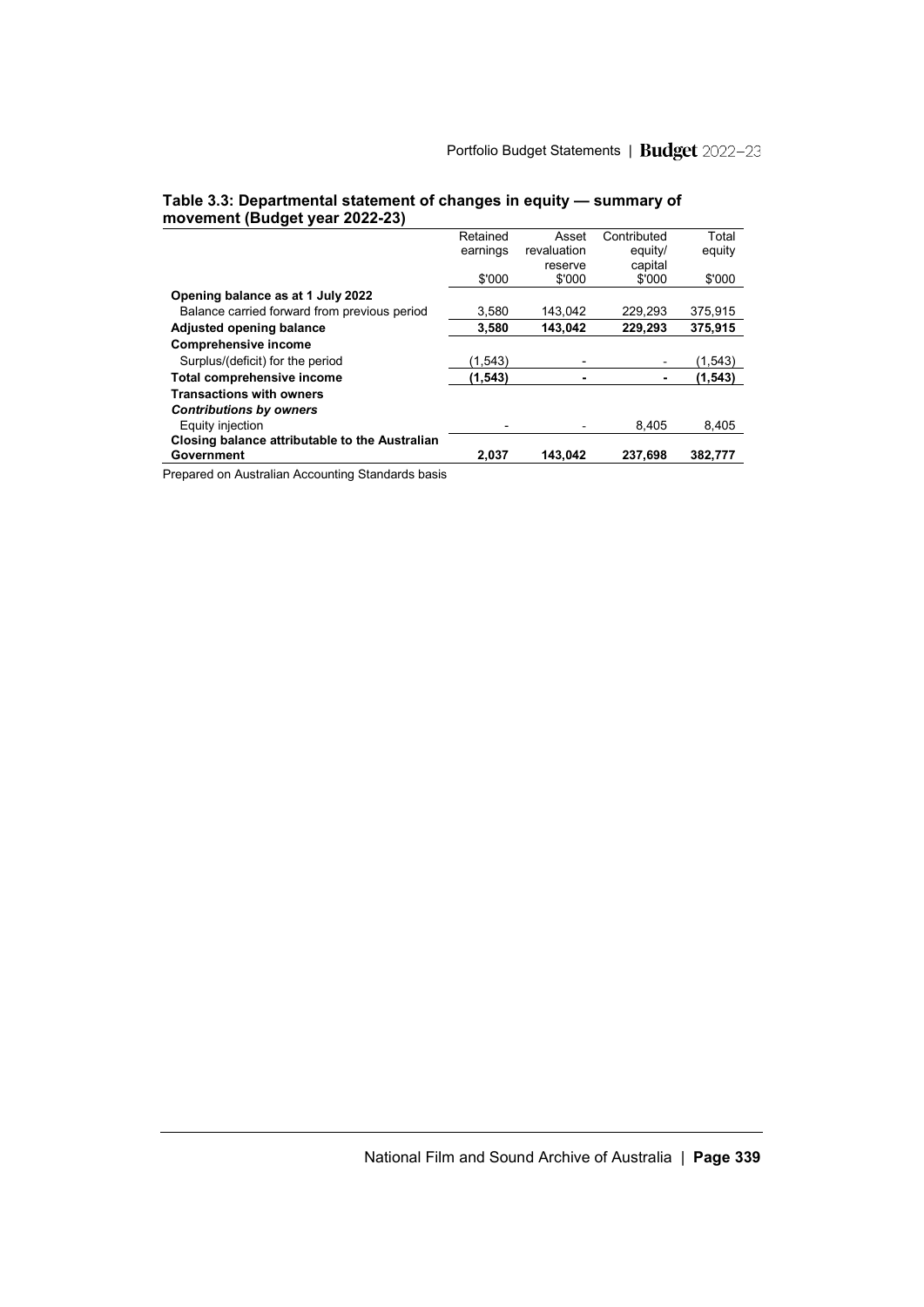**Table 3.3: Departmental statement of changes in equity — summary of movement (Budget year 2022-23)**

| | Retained earnings | Asset revaluation reserve | Contributed equity/ capital | Total equity |
|---|---|---|---|---|
| | $'000 | $'000 | $'000 | $'000 |
| **Opening balance as at 1 July 2022** | | | | |
| Balance carried forward from previous period | 3,580 | 143,042 | 229,293 | 375,915 |
| **Adjusted opening balance** | **3,580** | **143,042** | **229,293** | **375,915** |
| **Comprehensive income** | | | | |
| Surplus/(deficit) for the period | (1,543) | - | - | (1,543) |
| **Total comprehensive income** | **(1,543)** | **-** | **-** | **(1,543)** |
| **Transactions with owners** | | | | |
| ***Contributions by owners*** | | | | |
| Equity injection | - | - | 8,405 | 8,405 |
| **Closing balance attributable to the Australian Government** | **2,037** | **143,042** | **237,698** | **382,777** |

Prepared on Australian Accounting Standards basis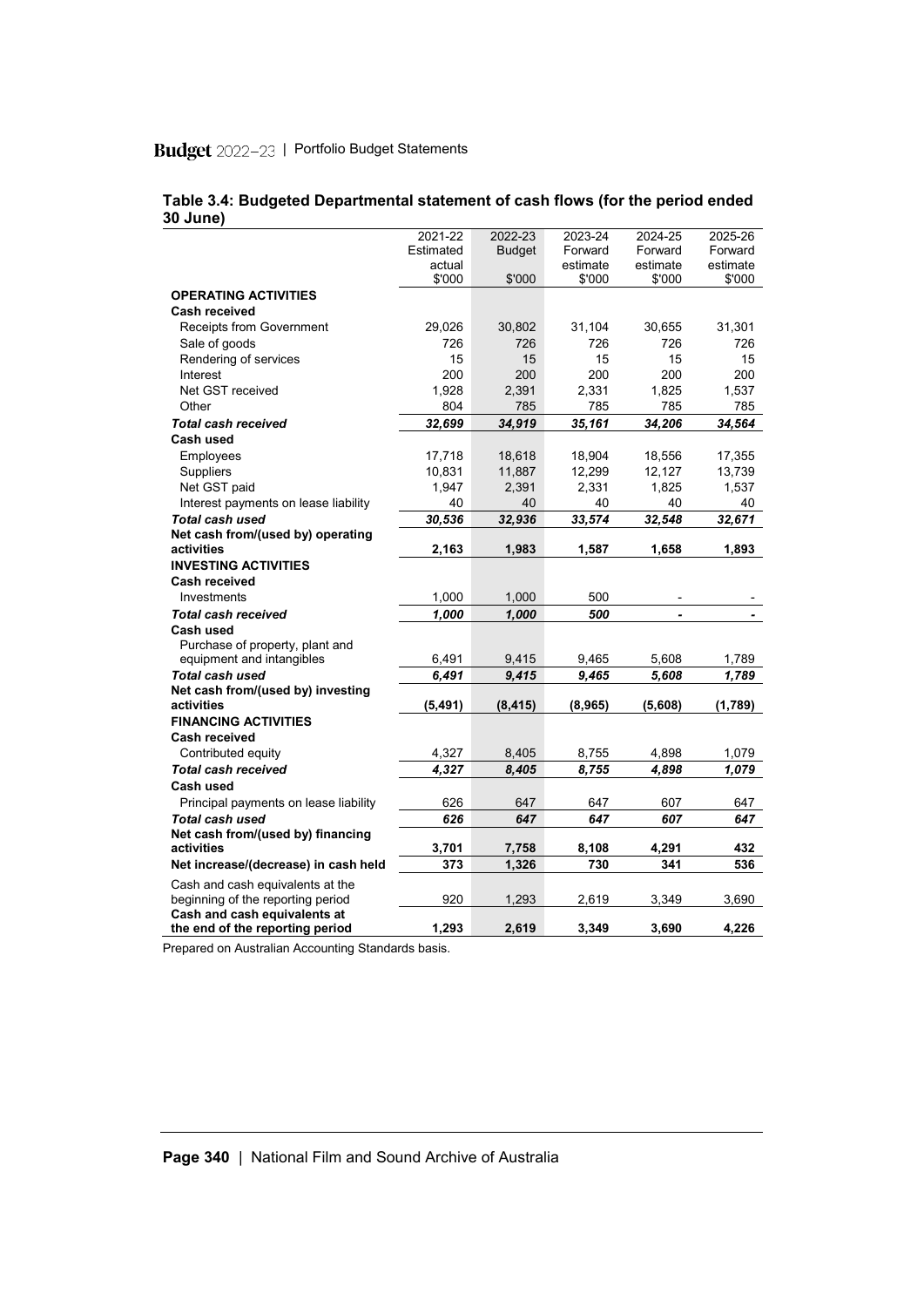**Table 3.4: Budgeted Departmental statement of cash flows (for the period ended 30 June)**

| | 2021-22 Estimated actual $'000 | 2022-23 Budget $'000 | 2023-24 Forward estimate $'000 | 2024-25 Forward estimate $'000 | 2025-26 Forward estimate $'000 |
|---|---|---|---|---|---|
| **OPERATING ACTIVITIES** | | | | | |
| **Cash received** | | | | | |
| Receipts from Government | 29,026 | 30,802 | 31,104 | 30,655 | 31,301 |
| Sale of goods | 726 | 726 | 726 | 726 | 726 |
| Rendering of services | 15 | 15 | 15 | 15 | 15 |
| Interest | 200 | 200 | 200 | 200 | 200 |
| Net GST received | 1,928 | 2,391 | 2,331 | 1,825 | 1,537 |
| Other | 804 | 785 | 785 | 785 | 785 |
| ***Total cash received*** | ***32,699*** | ***34,919*** | ***35,161*** | ***34,206*** | ***34,564*** |
| **Cash used** | | | | | |
| Employees | 17,718 | 18,618 | 18,904 | 18,556 | 17,355 |
| Suppliers | 10,831 | 11,887 | 12,299 | 12,127 | 13,739 |
| Net GST paid | 1,947 | 2,391 | 2,331 | 1,825 | 1,537 |
| Interest payments on lease liability | 40 | 40 | 40 | 40 | 40 |
| ***Total cash used*** | ***30,536*** | ***32,936*** | ***33,574*** | ***32,548*** | ***32,671*** |
| **Net cash from/(used by) operating activities** | **2,163** | **1,983** | **1,587** | **1,658** | **1,893** |
| **INVESTING ACTIVITIES** | | | | | |
| **Cash received** | | | | | |
| Investments | 1,000 | 1,000 | 500 | - | - |
| ***Total cash received*** | ***1,000*** | ***1,000*** | ***500*** | ***-*** | ***-*** |
| **Cash used** | | | | | |
| Purchase of property, plant and equipment and intangibles | 6,491 | 9,415 | 9,465 | 5,608 | 1,789 |
| ***Total cash used*** | ***6,491*** | ***9,415*** | ***9,465*** | ***5,608*** | ***1,789*** |
| **Net cash from/(used by) investing activities** | **(5,491)** | **(8,415)** | **(8,965)** | **(5,608)** | **(1,789)** |
| **FINANCING ACTIVITIES** | | | | | |
| **Cash received** | | | | | |
| Contributed equity | 4,327 | 8,405 | 8,755 | 4,898 | 1,079 |
| ***Total cash received*** | ***4,327*** | ***8,405*** | ***8,755*** | ***4,898*** | ***1,079*** |
| **Cash used** | | | | | |
| Principal payments on lease liability | 626 | 647 | 647 | 607 | 647 |
| ***Total cash used*** | ***626*** | ***647*** | ***647*** | ***607*** | ***647*** |
| **Net cash from/(used by) financing activities** | **3,701** | **7,758** | **8,108** | **4,291** | **432** |
| **Net increase/(decrease) in cash held** | **373** | **1,326** | **730** | **341** | **536** |
| Cash and cash equivalents at the beginning of the reporting period | 920 | 1,293 | 2,619 | 3,349 | 3,690 |
| **Cash and cash equivalents at the end of the reporting period** | **1,293** | **2,619** | **3,349** | **3,690** | **4,226** |

Prepared on Australian Accounting Standards basis.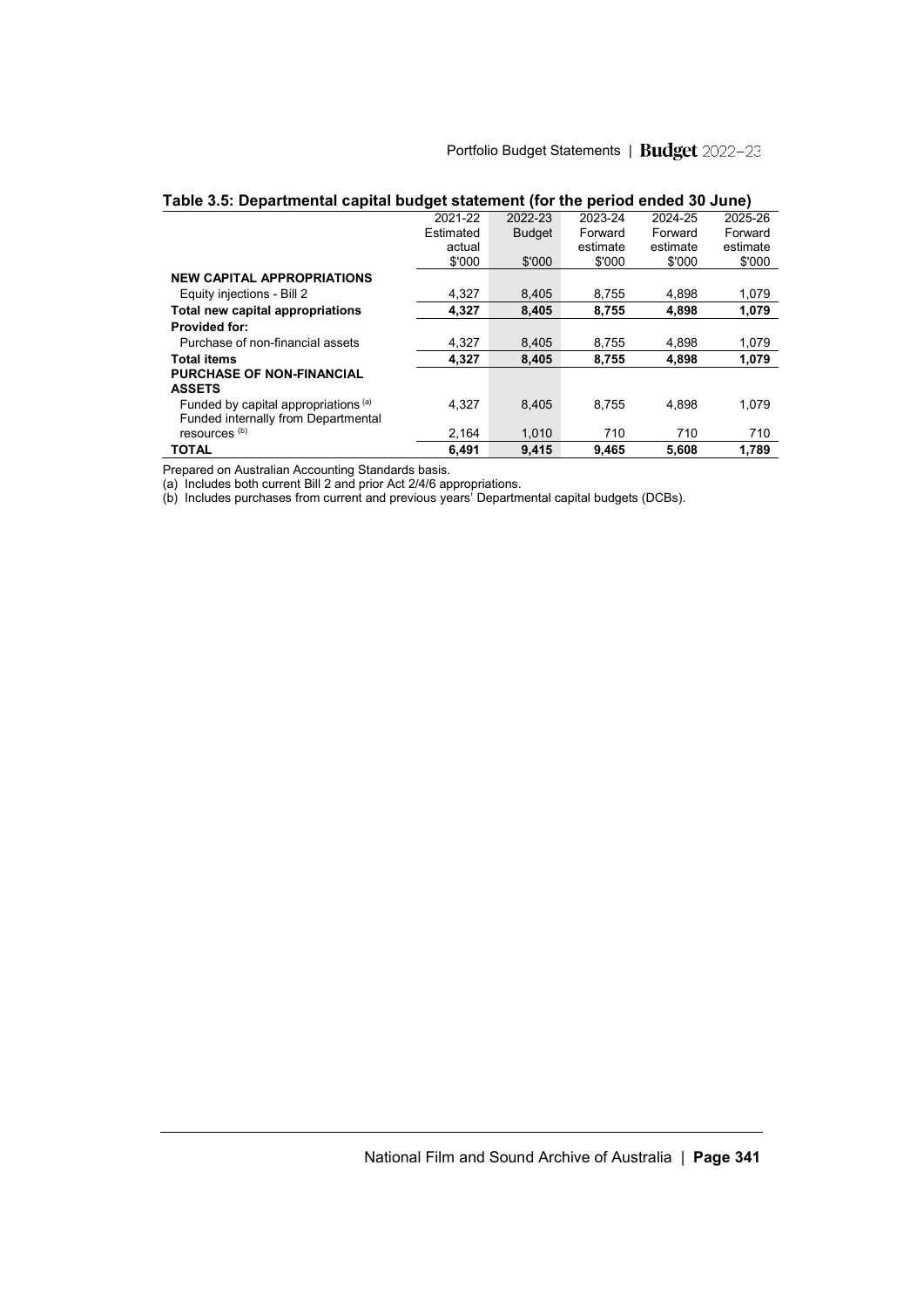### Table 3.5: Departmental capital budget statement (for the period ended 30 June)

| | 2021-22 Estimated actual $'000 | 2022-23 Budget $'000 | 2023-24 Forward estimate $'000 | 2024-25 Forward estimate $'000 | 2025-26 Forward estimate $'000 |
|---|---|---|---|---|---|
| **NEW CAPITAL APPROPRIATIONS** | | | | | |
| Equity injections - Bill 2 | 4,327 | 8,405 | 8,755 | 4,898 | 1,079 |
| **Total new capital appropriations** | **4,327** | **8,405** | **8,755** | **4,898** | **1,079** |
| **Provided for:** | | | | | |
| Purchase of non-financial assets | 4,327 | 8,405 | 8,755 | 4,898 | 1,079 |
| **Total items** | **4,327** | **8,405** | **8,755** | **4,898** | **1,079** |
| **PURCHASE OF NON-FINANCIAL ASSETS** | | | | | |
| Funded by capital appropriations [(a)] | 4,327 | 8,405 | 8,755 | 4,898 | 1,079 |
| Funded internally from Departmental resources [(b)] | 2,164 | 1,010 | 710 | 710 | 710 |
| **TOTAL** | **6,491** | **9,415** | **9,465** | **5,608** | **1,789** |

Prepared on Australian Accounting Standards basis.

(a) Includes both current Bill 2 and prior Act 2/4/6 appropriations.

(b) Includes purchases from current and previous years' Departmental capital budgets (DCBs).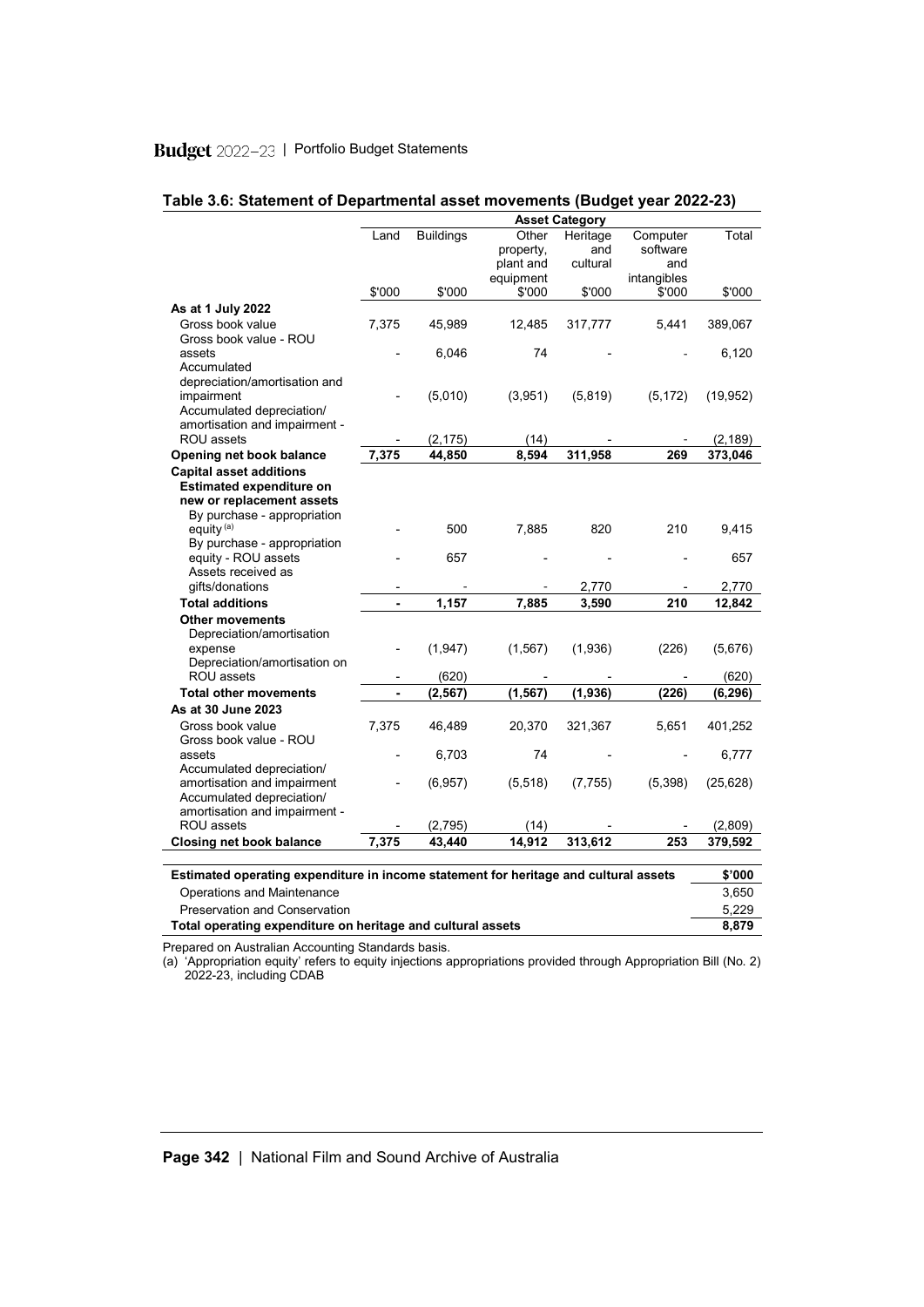## Table 3.6: Statement of Departmental asset movements (Budget year 2022-23)

| | Asset Category | | | | | |
|---|---|---|---|---|---|---|
| | Land | Buildings | Other property, plant and equipment | Heritage and cultural | Computer software and intangibles | Total |
| | $'000 | $'000 | $'000 | $'000 | $'000 | $'000 |
| **As at 1 July 2022** | | | | | | |
| Gross book value | 7,375 | 45,989 | 12,485 | 317,777 | 5,441 | 389,067 |
| Gross book value - ROU assets | - | 6,046 | 74 | - | - | 6,120 |
| Accumulated depreciation/amortisation and impairment | - | (5,010) | (3,951) | (5,819) | (5,172) | (19,952) |
| Accumulated depreciation/ amortisation and impairment - ROU assets | - | (2,175) | (14) | - | - | (2,189) |
| **Opening net book balance** | **7,375** | **44,850** | **8,594** | **311,958** | **269** | **373,046** |
| **Capital asset additions** | | | | | | |
| **Estimated expenditure on new or replacement assets** | | | | | | |
| By purchase - appropriation equity [(a)] | - | 500 | 7,885 | 820 | 210 | 9,415 |
| By purchase - appropriation equity - ROU assets | - | 657 | - | - | - | 657 |
| Assets received as gifts/donations | - | - | - | 2,770 | - | 2,770 |
| **Total additions** | **-** | **1,157** | **7,885** | **3,590** | **210** | **12,842** |
| **Other movements** | | | | | | |
| Depreciation/amortisation expense | - | (1,947) | (1,567) | (1,936) | (226) | (5,676) |
| Depreciation/amortisation on ROU assets | - | (620) | - | - | - | (620) |
| **Total other movements** | **-** | **(2,567)** | **(1,567)** | **(1,936)** | **(226)** | **(6,296)** |
| **As at 30 June 2023** | | | | | | |
| Gross book value | 7,375 | 46,489 | 20,370 | 321,367 | 5,651 | 401,252 |
| Gross book value - ROU assets | - | 6,703 | 74 | - | - | 6,777 |
| Accumulated depreciation/ amortisation and impairment | - | (6,957) | (5,518) | (7,755) | (5,398) | (25,628) |
| Accumulated depreciation/ amortisation and impairment - ROU assets | - | (2,795) | (14) | - | - | (2,809) |
| **Closing net book balance** | **7,375** | **43,440** | **14,912** | **313,612** | **253** | **379,592** |

| **Estimated operating expenditure in income statement for heritage and cultural assets** | **$'000** |
|---|---|
| Operations and Maintenance | 3,650 |
| Preservation and Conservation | 5,229 |
| **Total operating expenditure on heritage and cultural assets** | **8,879** |

Prepared on Australian Accounting Standards basis.

(a) 'Appropriation equity' refers to equity injections appropriations provided through Appropriation Bill (No. 2) 2022-23, including CDAB